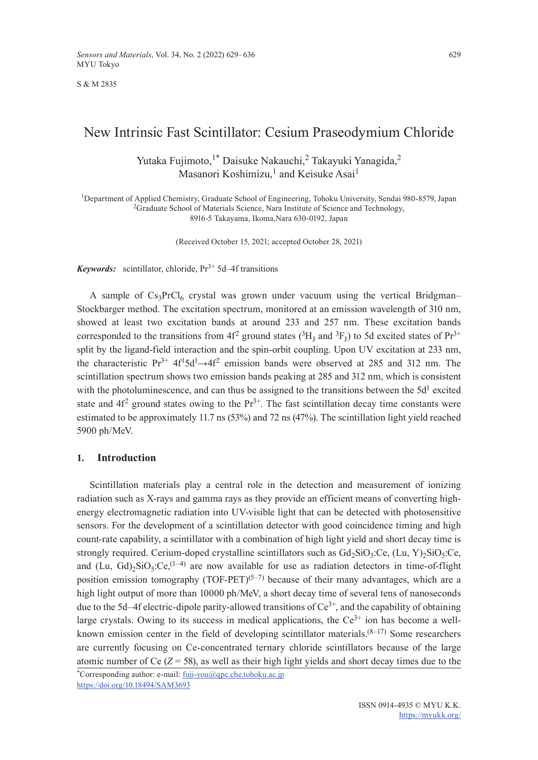S & M 2835

# New Intrinsic Fast Scintillator: Cesium Praseodymium Chloride

Yutaka Fujimoto,[1*] Daisuke Nakauchi,[2] Takayuki Yanagida,[2] Masanori Koshimizu,[1] and Keisuke Asai[1]

[1]Department of Applied Chemistry, Graduate School of Engineering, Tohoku University, Sendai 980-8579, Japan
[2]Graduate School of Materials Science, Nara Institute of Science and Technology, 8916-5 Takayama, Ikoma,Nara 630-0192, Japan

(Received October 15, 2021; accepted October 28, 2021)

***Keywords:*** scintillator, chloride, $Pr^{3+}$ 5d–4f transitions

A sample of $Cs_3PrCl_6$ crystal was grown under vacuum using the vertical Bridgman–Stockbarger method. The excitation spectrum, monitored at an emission wavelength of 310 nm, showed at least two excitation bands at around 233 and 257 nm. These excitation bands corresponded to the transitions from $4f^2$ ground states ($^3H_J$ and $^3F_J$) to 5d excited states of $Pr^{3+}$ split by the ligand-field interaction and the spin-orbit coupling. Upon UV excitation at 233 nm, the characteristic $Pr^{3+}$ $4f^15d^1 \rightarrow 4f^2$ emission bands were observed at 285 and 312 nm. The scintillation spectrum shows two emission bands peaking at 285 and 312 nm, which is consistent with the photoluminescence, and can thus be assigned to the transitions between the $5d^1$ excited state and $4f^2$ ground states owing to the $Pr^{3+}$. The fast scintillation decay time constants were estimated to be approximately 11.7 ns (53%) and 72 ns (47%). The scintillation light yield reached 5900 ph/MeV.

## 1. Introduction

Scintillation materials play a central role in the detection and measurement of ionizing radiation such as X-rays and gamma rays as they provide an efficient means of converting high-energy electromagnetic radiation into UV-visible light that can be detected with photosensitive sensors. For the development of a scintillation detector with good coincidence timing and high count-rate capability, a scintillator with a combination of high light yield and short decay time is strongly required. Cerium-doped crystalline scintillators such as $Gd_2SiO_5$:Ce, $(Lu, Y)_2SiO_5$:Ce, and $(Lu, Gd)_2SiO_5$:Ce,[1–4] are now available for use as radiation detectors in time-of-flight position emission tomography (TOF-PET)[5–7] because of their many advantages, which are a high light output of more than 10000 ph/MeV, a short decay time of several tens of nanoseconds due to the 5d–4f electric-dipole parity-allowed transitions of $Ce^{3+}$, and the capability of obtaining large crystals. Owing to its success in medical applications, the $Ce^{3+}$ ion has become a well-known emission center in the field of developing scintillator materials.[8–17] Some researchers are currently focusing on Ce-concentrated ternary chloride scintillators because of the large atomic number of Ce ($Z = 58$), as well as their high light yields and short decay times due to the

*Corresponding author: e-mail: fuji-you@qpc.che.tohoku.ac.jp
https://doi.org/10.18494/SAM3693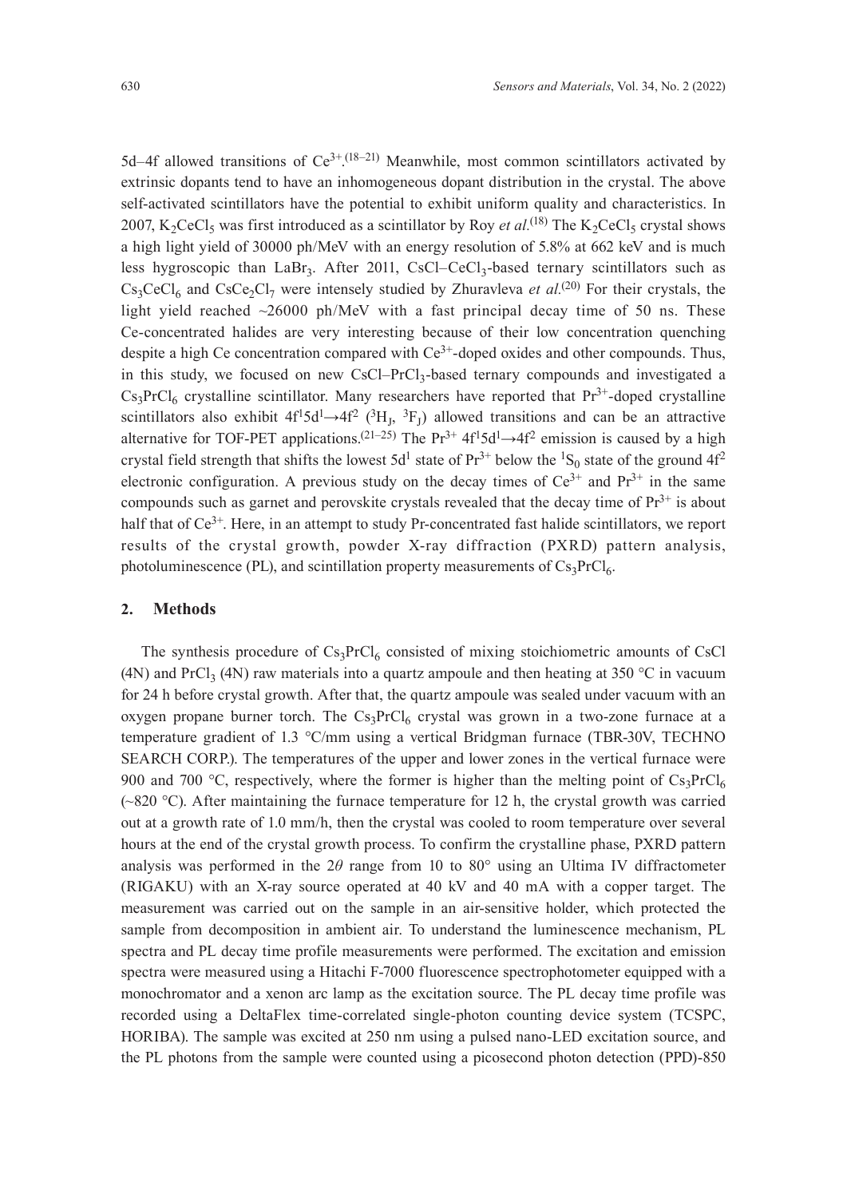5d–4f allowed transitions of $Ce^{3+}$.[18–21] Meanwhile, most common scintillators activated by extrinsic dopants tend to have an inhomogeneous dopant distribution in the crystal. The above self-activated scintillators have the potential to exhibit uniform quality and characteristics. In 2007, $K_2CeCl_5$ was first introduced as a scintillator by Roy *et al*.[18] The $K_2CeCl_5$ crystal shows a high light yield of 30000 ph/MeV with an energy resolution of 5.8% at 662 keV and is much less hygroscopic than $LaBr_3$. After 2011, CsCl–$CeCl_3$-based ternary scintillators such as $Cs_3CeCl_6$ and $CsCe_2Cl_7$ were intensely studied by Zhuravleva *et al*.[20] For their crystals, the light yield reached ~26000 ph/MeV with a fast principal decay time of 50 ns. These Ce-concentrated halides are very interesting because of their low concentration quenching despite a high Ce concentration compared with $Ce^{3+}$-doped oxides and other compounds. Thus, in this study, we focused on new CsCl–$PrCl_3$-based ternary compounds and investigated a $Cs_3PrCl_6$ crystalline scintillator. Many researchers have reported that $Pr^{3+}$-doped crystalline scintillators also exhibit $4f^15d^1 \rightarrow 4f^2$ ($^3H_J$, $^3F_J$) allowed transitions and can be an attractive alternative for TOF-PET applications.[21–25] The $Pr^{3+}$ $4f^15d^1 \rightarrow 4f^2$ emission is caused by a high crystal field strength that shifts the lowest $5d^1$ state of $Pr^{3+}$ below the $^1S_0$ state of the ground $4f^2$ electronic configuration. A previous study on the decay times of $Ce^{3+}$ and $Pr^{3+}$ in the same compounds such as garnet and perovskite crystals revealed that the decay time of $Pr^{3+}$ is about half that of $Ce^{3+}$. Here, in an attempt to study Pr-concentrated fast halide scintillators, we report results of the crystal growth, powder X-ray diffraction (PXRD) pattern analysis, photoluminescence (PL), and scintillation property measurements of $Cs_3PrCl_6$.

## 2. Methods

The synthesis procedure of $Cs_3PrCl_6$ consisted of mixing stoichiometric amounts of CsCl (4N) and $PrCl_3$ (4N) raw materials into a quartz ampoule and then heating at 350 °C in vacuum for 24 h before crystal growth. After that, the quartz ampoule was sealed under vacuum with an oxygen propane burner torch. The $Cs_3PrCl_6$ crystal was grown in a two-zone furnace at a temperature gradient of 1.3 °C/mm using a vertical Bridgman furnace (TBR-30V, TECHNO SEARCH CORP.). The temperatures of the upper and lower zones in the vertical furnace were 900 and 700 °C, respectively, where the former is higher than the melting point of $Cs_3PrCl_6$ (~820 °C). After maintaining the furnace temperature for 12 h, the crystal growth was carried out at a growth rate of 1.0 mm/h, then the crystal was cooled to room temperature over several hours at the end of the crystal growth process. To confirm the crystalline phase, PXRD pattern analysis was performed in the $2\theta$ range from 10 to 80° using an Ultima IV diffractometer (RIGAKU) with an X-ray source operated at 40 kV and 40 mA with a copper target. The measurement was carried out on the sample in an air-sensitive holder, which protected the sample from decomposition in ambient air. To understand the luminescence mechanism, PL spectra and PL decay time profile measurements were performed. The excitation and emission spectra were measured using a Hitachi F-7000 fluorescence spectrophotometer equipped with a monochromator and a xenon arc lamp as the excitation source. The PL decay time profile was recorded using a DeltaFlex time-correlated single-photon counting device system (TCSPC, HORIBA). The sample was excited at 250 nm using a pulsed nano-LED excitation source, and the PL photons from the sample were counted using a picosecond photon detection (PPD)-850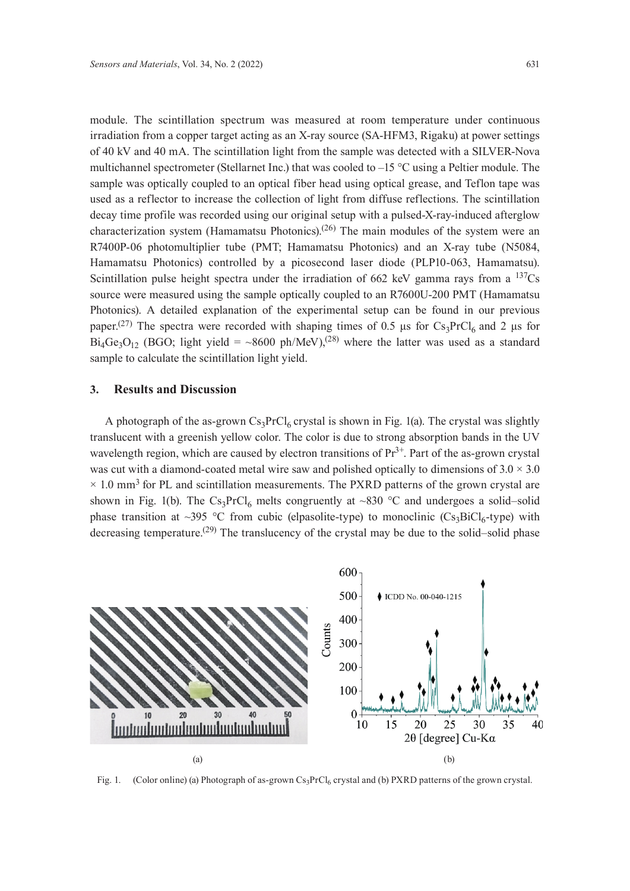module. The scintillation spectrum was measured at room temperature under continuous irradiation from a copper target acting as an X-ray source (SA-HFM3, Rigaku) at power settings of 40 kV and 40 mA. The scintillation light from the sample was detected with a SILVER-Nova multichannel spectrometer (Stellarnet Inc.) that was cooled to –15 °C using a Peltier module. The sample was optically coupled to an optical fiber head using optical grease, and Teflon tape was used as a reflector to increase the collection of light from diffuse reflections. The scintillation decay time profile was recorded using our original setup with a pulsed-X-ray-induced afterglow characterization system (Hamamatsu Photonics).[26] The main modules of the system were an R7400P-06 photomultiplier tube (PMT; Hamamatsu Photonics) and an X-ray tube (N5084, Hamamatsu Photonics) controlled by a picosecond laser diode (PLP10-063, Hamamatsu). Scintillation pulse height spectra under the irradiation of 662 keV gamma rays from a $^{137}Cs$ source were measured using the sample optically coupled to an R7600U-200 PMT (Hamamatsu Photonics). A detailed explanation of the experimental setup can be found in our previous paper.[27] The spectra were recorded with shaping times of 0.5 μs for $Cs_3PrCl_6$ and 2 μs for $Bi_4Ge_3O_{12}$ (BGO; light yield = ~8600 ph/MeV),[28] where the latter was used as a standard sample to calculate the scintillation light yield.

## 3. Results and Discussion

A photograph of the as-grown $Cs_3PrCl_6$ crystal is shown in Fig. 1(a). The crystal was slightly translucent with a greenish yellow color. The color is due to strong absorption bands in the UV wavelength region, which are caused by electron transitions of $Pr^{3+}$. Part of the as-grown crystal was cut with a diamond-coated metal wire saw and polished optically to dimensions of $3.0 \times 3.0 \times 1.0$ mm$^3$ for PL and scintillation measurements. The PXRD patterns of the grown crystal are shown in Fig. 1(b). The $Cs_3PrCl_6$ melts congruently at ~830 °C and undergoes a solid–solid phase transition at ~395 °C from cubic (elpasolite-type) to monoclinic ($Cs_3BiCl_6$-type) with decreasing temperature.[29] The translucency of the crystal may be due to the solid–solid phase

Fig. 1. (Color online) (a) Photograph of as-grown $Cs_3PrCl_6$ crystal and (b) PXRD patterns of the grown crystal.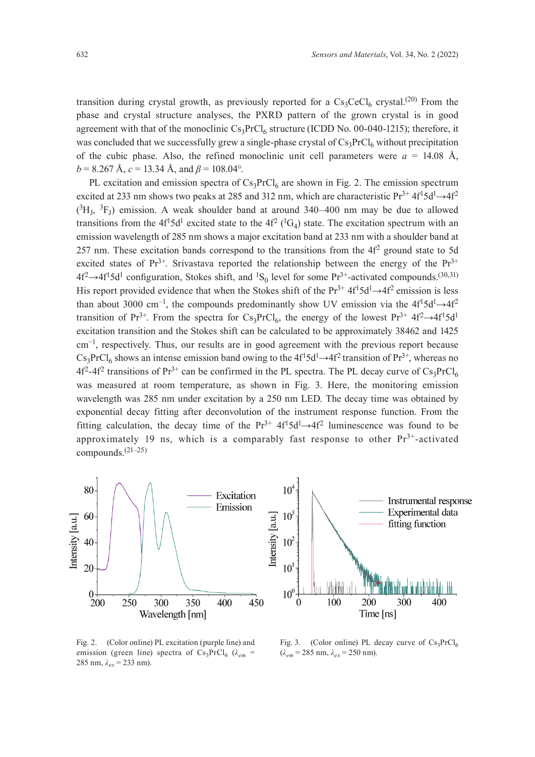transition during crystal growth, as previously reported for a $Cs_3CeCl_6$ crystal.[20] From the phase and crystal structure analyses, the PXRD pattern of the grown crystal is in good agreement with that of the monoclinic $Cs_3PrCl_6$ structure (ICDD No. 00-040-1215); therefore, it was concluded that we successfully grew a single-phase crystal of $Cs_3PrCl_6$ without precipitation of the cubic phase. Also, the refined monoclinic unit cell parameters were $a$ = 14.08 Å, $b$ = 8.267 Å, $c$ = 13.34 Å, and $\beta$ = 108.04°.

PL excitation and emission spectra of $Cs_3PrCl_6$ are shown in Fig. 2. The emission spectrum excited at 233 nm shows two peaks at 285 and 312 nm, which are characteristic $Pr^{3+}$ $4f^15d^1 \rightarrow 4f^2$ ($^3H_J$, $^3F_J$) emission. A weak shoulder band at around 340–400 nm may be due to allowed transitions from the $4f^15d^1$ excited state to the $4f^2$ ($^1G_4$) state. The excitation spectrum with an emission wavelength of 285 nm shows a major excitation band at 233 nm with a shoulder band at 257 nm. These excitation bands correspond to the transitions from the $4f^2$ ground state to 5d excited states of $Pr^{3+}$. Srivastava reported the relationship between the energy of the $Pr^{3+}$ $4f^2 \rightarrow 4f^15d^1$ configuration, Stokes shift, and $^1S_0$ level for some $Pr^{3+}$-activated compounds.[30,31] His report provided evidence that when the Stokes shift of the $Pr^{3+}$ $4f^15d^1 \rightarrow 4f^2$ emission is less than about 3000 $cm^{-1}$, the compounds predominantly show UV emission via the $4f^15d^1 \rightarrow 4f^2$ transition of $Pr^{3+}$. From the spectra for $Cs_3PrCl_6$, the energy of the lowest $Pr^{3+}$ $4f^2 \rightarrow 4f^15d^1$ excitation transition and the Stokes shift can be calculated to be approximately 38462 and 1425 $cm^{-1}$, respectively. Thus, our results are in good agreement with the previous report because $Cs_3PrCl_6$ shows an intense emission band owing to the $4f^15d^1 \rightarrow 4f^2$ transition of $Pr^{3+}$, whereas no $4f^2$-$4f^2$ transitions of $Pr^{3+}$ can be confirmed in the PL spectra. The PL decay curve of $Cs_3PrCl_6$ was measured at room temperature, as shown in Fig. 3. Here, the monitoring emission wavelength was 285 nm under excitation by a 250 nm LED. The decay time was obtained by exponential decay fitting after deconvolution of the instrument response function. From the fitting calculation, the decay time of the $Pr^{3+}$ $4f^15d^1 \rightarrow 4f^2$ luminescence was found to be approximately 19 ns, which is a comparably fast response to other $Pr^{3+}$-activated compounds.[21–25]

Fig. 2. (Color online) PL excitation (purple line) and emission (green line) spectra of $Cs_3PrCl_6$ ($\lambda_{em}$ = 285 nm, $\lambda_{ex}$ = 233 nm).

Fig. 3. (Color online) PL decay curve of $Cs_3PrCl_6$ ($\lambda_{em}$ = 285 nm, $\lambda_{ex}$ = 250 nm).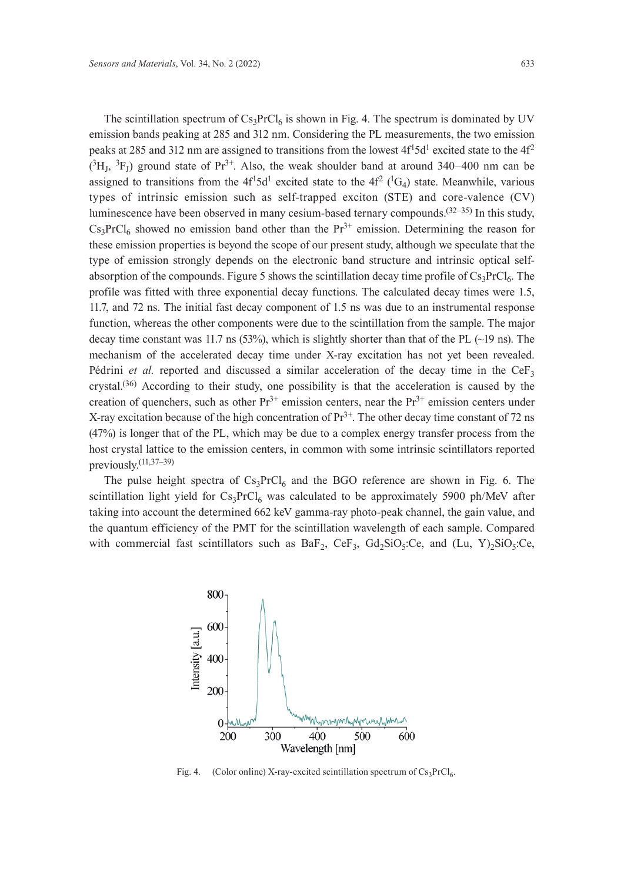The scintillation spectrum of $Cs_3PrCl_6$ is shown in Fig. 4. The spectrum is dominated by UV emission bands peaking at 285 and 312 nm. Considering the PL measurements, the two emission peaks at 285 and 312 nm are assigned to transitions from the lowest $4f^15d^1$ excited state to the $4f^2$ ($^3H_J$, $^3F_J$) ground state of $Pr^{3+}$. Also, the weak shoulder band at around 340–400 nm can be assigned to transitions from the $4f^15d^1$ excited state to the $4f^2$ ($^1G_4$) state. Meanwhile, various types of intrinsic emission such as self-trapped exciton (STE) and core-valence (CV) luminescence have been observed in many cesium-based ternary compounds.[32–35] In this study, $Cs_3PrCl_6$ showed no emission band other than the $Pr^{3+}$ emission. Determining the reason for these emission properties is beyond the scope of our present study, although we speculate that the type of emission strongly depends on the electronic band structure and intrinsic optical self-absorption of the compounds. Figure 5 shows the scintillation decay time profile of $Cs_3PrCl_6$. The profile was fitted with three exponential decay functions. The calculated decay times were 1.5, 11.7, and 72 ns. The initial fast decay component of 1.5 ns was due to an instrumental response function, whereas the other components were due to the scintillation from the sample. The major decay time constant was 11.7 ns (53%), which is slightly shorter than that of the PL (~19 ns). The mechanism of the accelerated decay time under X-ray excitation has not yet been revealed. Pédrini *et al.* reported and discussed a similar acceleration of the decay time in the $CeF_3$ crystal.[36] According to their study, one possibility is that the acceleration is caused by the creation of quenchers, such as other $Pr^{3+}$ emission centers, near the $Pr^{3+}$ emission centers under X-ray excitation because of the high concentration of $Pr^{3+}$. The other decay time constant of 72 ns (47%) is longer that of the PL, which may be due to a complex energy transfer process from the host crystal lattice to the emission centers, in common with some intrinsic scintillators reported previously.[11,37–39]

The pulse height spectra of $Cs_3PrCl_6$ and the BGO reference are shown in Fig. 6. The scintillation light yield for $Cs_3PrCl_6$ was calculated to be approximately 5900 ph/MeV after taking into account the determined 662 keV gamma-ray photo-peak channel, the gain value, and the quantum efficiency of the PMT for the scintillation wavelength of each sample. Compared with commercial fast scintillators such as $BaF_2$, $CeF_3$, $Gd_2SiO_5$:Ce, and (Lu, Y)$_2SiO_5$:Ce,

Fig. 4. (Color online) X-ray-excited scintillation spectrum of $Cs_3PrCl_6$.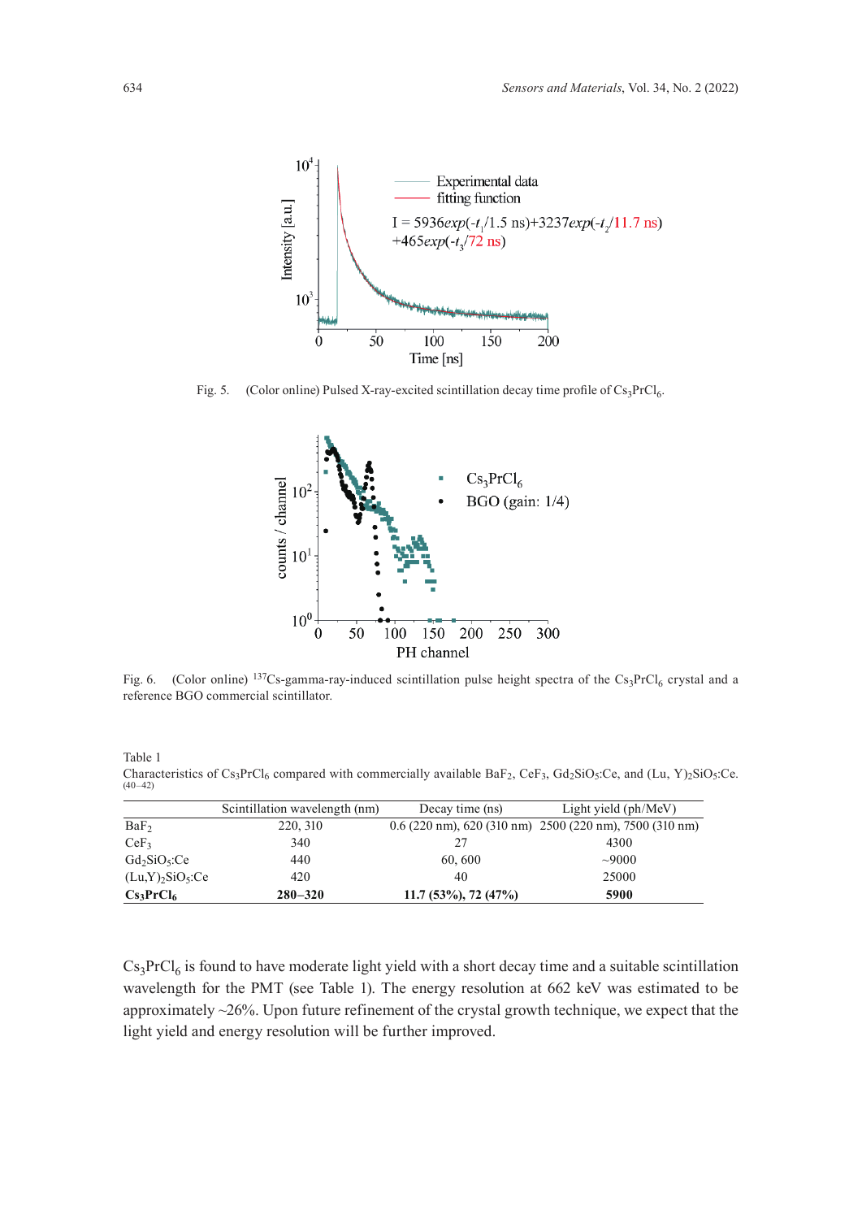Fig. 5. (Color online) Pulsed X-ray-excited scintillation decay time profile of $Cs_3PrCl_6$.

Fig. 6. (Color online) $^{137}$Cs-gamma-ray-induced scintillation pulse height spectra of the $Cs_3PrCl_6$ crystal and a reference BGO commercial scintillator.

Table 1
Characteristics of $Cs_3PrCl_6$ compared with commercially available $BaF_2$, $CeF_3$, $Gd_2SiO_5$:Ce, and (Lu, Y)$_2SiO_5$:Ce. (40–42)

| | Scintillation wavelength (nm) | Decay time (ns) | Light yield (ph/MeV) |
|---|---|---|---|
| $BaF_2$ | 220, 310 | 0.6 (220 nm), 620 (310 nm) | 2500 (220 nm), 7500 (310 nm) |
| $CeF_3$ | 340 | 27 | 4300 |
| $Gd_2SiO_5$:Ce | 440 | 60, 600 | ~9000 |
| (Lu,Y)$_2SiO_5$:Ce | 420 | 40 | 25000 |
| **$Cs_3PrCl_6$** | **280–320** | **11.7 (53%), 72 (47%)** | **5900** |

$Cs_3PrCl_6$ is found to have moderate light yield with a short decay time and a suitable scintillation wavelength for the PMT (see Table 1). The energy resolution at 662 keV was estimated to be approximately ~26%. Upon future refinement of the crystal growth technique, we expect that the light yield and energy resolution will be further improved.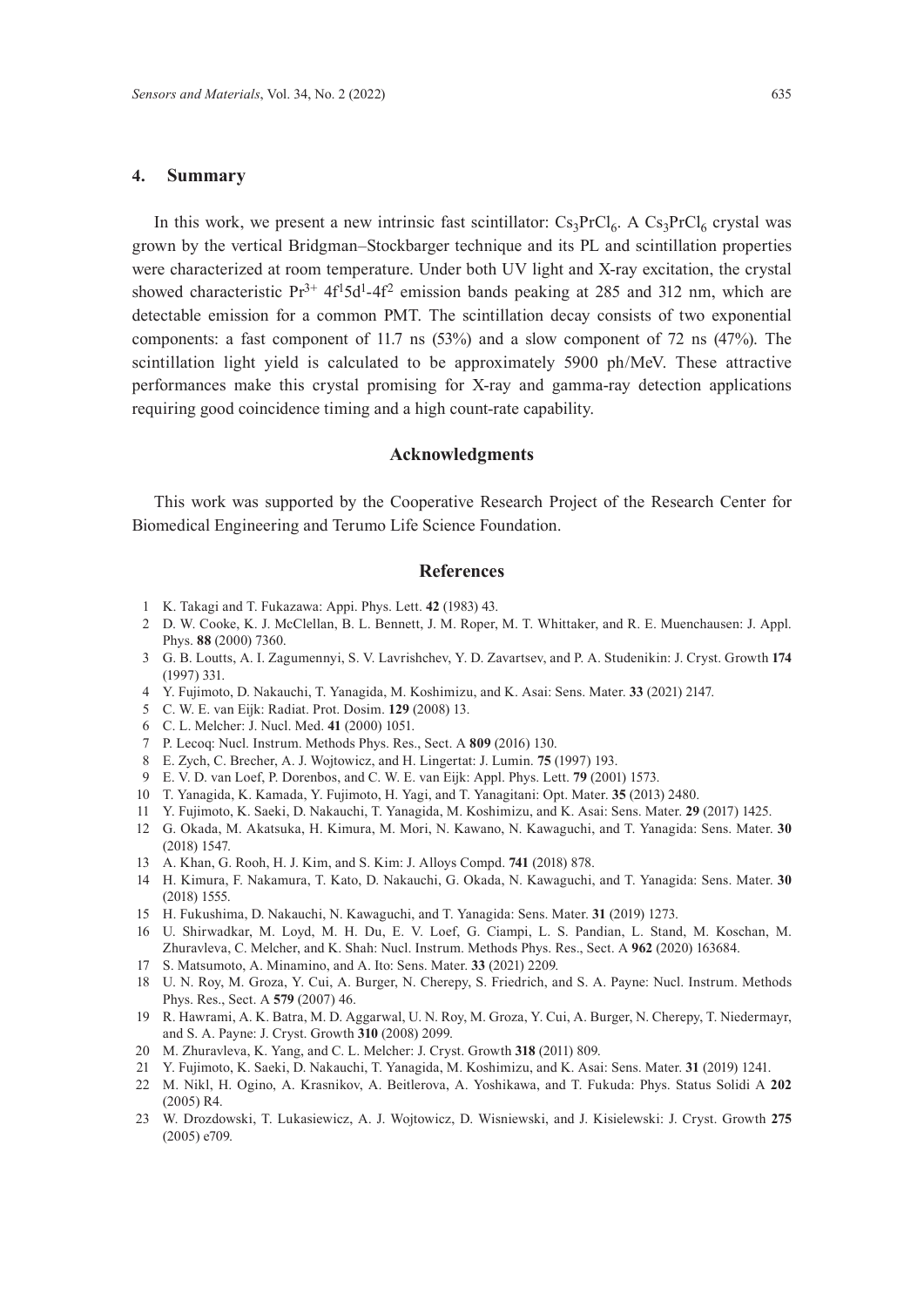## 4. Summary

In this work, we present a new intrinsic fast scintillator: $Cs_3PrCl_6$. A $Cs_3PrCl_6$ crystal was grown by the vertical Bridgman–Stockbarger technique and its PL and scintillation properties were characterized at room temperature. Under both UV light and X-ray excitation, the crystal showed characteristic $Pr^{3+}$ $4f^15d^1$-$4f^2$ emission bands peaking at 285 and 312 nm, which are detectable emission for a common PMT. The scintillation decay consists of two exponential components: a fast component of 11.7 ns (53%) and a slow component of 72 ns (47%). The scintillation light yield is calculated to be approximately 5900 ph/MeV. These attractive performances make this crystal promising for X-ray and gamma-ray detection applications requiring good coincidence timing and a high count-rate capability.

## Acknowledgments

This work was supported by the Cooperative Research Project of the Research Center for Biomedical Engineering and Terumo Life Science Foundation.

## References

1. K. Takagi and T. Fukazawa: Appi. Phys. Lett. **42** (1983) 43.
2. D. W. Cooke, K. J. McClellan, B. L. Bennett, J. M. Roper, M. T. Whittaker, and R. E. Muenchausen: J. Appl. Phys. **88** (2000) 7360.
3. G. B. Loutts, A. I. Zagumennyi, S. V. Lavrishchev, Y. D. Zavartsev, and P. A. Studenikin: J. Cryst. Growth **174** (1997) 331.
4. Y. Fujimoto, D. Nakauchi, T. Yanagida, M. Koshimizu, and K. Asai: Sens. Mater. **33** (2021) 2147.
5. C. W. E. van Eijk: Radiat. Prot. Dosim. **129** (2008) 13.
6. C. L. Melcher: J. Nucl. Med. **41** (2000) 1051.
7. P. Lecoq: Nucl. Instrum. Methods Phys. Res., Sect. A **809** (2016) 130.
8. E. Zych, C. Brecher, A. J. Wojtowicz, and H. Lingertat: J. Lumin. **75** (1997) 193.
9. E. V. D. van Loef, P. Dorenbos, and C. W. E. van Eijk: Appl. Phys. Lett. **79** (2001) 1573.
10. T. Yanagida, K. Kamada, Y. Fujimoto, H. Yagi, and T. Yanagitani: Opt. Mater. **35** (2013) 2480.
11. Y. Fujimoto, K. Saeki, D. Nakauchi, T. Yanagida, M. Koshimizu, and K. Asai: Sens. Mater. **29** (2017) 1425.
12. G. Okada, M. Akatsuka, H. Kimura, M. Mori, N. Kawano, N. Kawaguchi, and T. Yanagida: Sens. Mater. **30** (2018) 1547.
13. A. Khan, G. Rooh, H. J. Kim, and S. Kim: J. Alloys Compd. **741** (2018) 878.
14. H. Kimura, F. Nakamura, T. Kato, D. Nakauchi, G. Okada, N. Kawaguchi, and T. Yanagida: Sens. Mater. **30** (2018) 1555.
15. H. Fukushima, D. Nakauchi, N. Kawaguchi, and T. Yanagida: Sens. Mater. **31** (2019) 1273.
16. U. Shirwadkar, M. Loyd, M. H. Du, E. V. Loef, G. Ciampi, L. S. Pandian, L. Stand, M. Koschan, M. Zhuravleva, C. Melcher, and K. Shah: Nucl. Instrum. Methods Phys. Res., Sect. A **962** (2020) 163684.
17. S. Matsumoto, A. Minamino, and A. Ito: Sens. Mater. **33** (2021) 2209.
18. U. N. Roy, M. Groza, Y. Cui, A. Burger, N. Cherepy, S. Friedrich, and S. A. Payne: Nucl. Instrum. Methods Phys. Res., Sect. A **579** (2007) 46.
19. R. Hawrami, A. K. Batra, M. D. Aggarwal, U. N. Roy, M. Groza, Y. Cui, A. Burger, N. Cherepy, T. Niedermayr, and S. A. Payne: J. Cryst. Growth **310** (2008) 2099.
20. M. Zhuravleva, K. Yang, and C. L. Melcher: J. Cryst. Growth **318** (2011) 809.
21. Y. Fujimoto, K. Saeki, D. Nakauchi, T. Yanagida, M. Koshimizu, and K. Asai: Sens. Mater. **31** (2019) 1241.
22. M. Nikl, H. Ogino, A. Krasnikov, A. Beitlerova, A. Yoshikawa, and T. Fukuda: Phys. Status Solidi A **202** (2005) R4.
23. W. Drozdowski, T. Lukasiewicz, A. J. Wojtowicz, D. Wisniewski, and J. Kisielewski: J. Cryst. Growth **275** (2005) e709.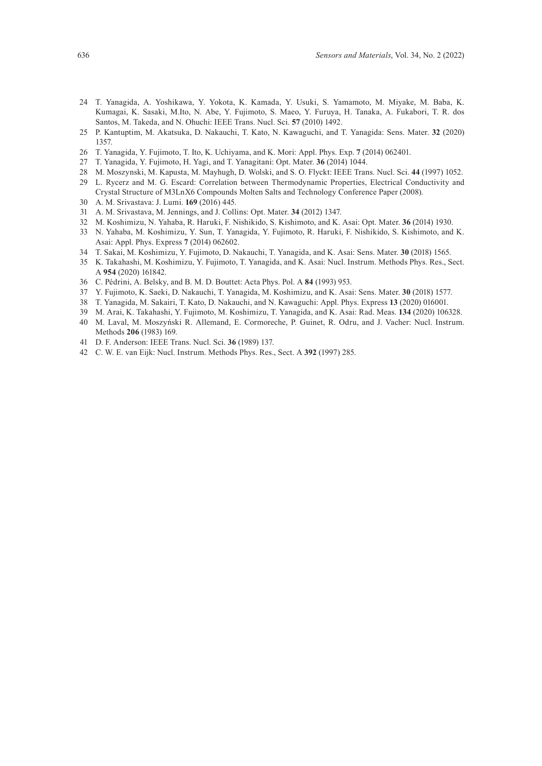24 T. Yanagida, A. Yoshikawa, Y. Yokota, K. Kamada, Y. Usuki, S. Yamamoto, M. Miyake, M. Baba, K. Kumagai, K. Sasaki, M.Ito, N. Abe, Y. Fujimoto, S. Maeo, Y. Furuya, H. Tanaka, A. Fukabori, T. R. dos Santos, M. Takeda, and N. Ohuchi: IEEE Trans. Nucl. Sci. **57** (2010) 1492.
25 P. Kantuptim, M. Akatsuka, D. Nakauchi, T. Kato, N. Kawaguchi, and T. Yanagida: Sens. Mater. **32** (2020) 1357.
26 T. Yanagida, Y. Fujimoto, T. Ito, K. Uchiyama, and K. Mori: Appl. Phys. Exp. **7** (2014) 062401.
27 T. Yanagida, Y. Fujimoto, H. Yagi, and T. Yanagitani: Opt. Mater. **36** (2014) 1044.
28 M. Moszynski, M. Kapusta, M. Mayhugh, D. Wolski, and S. O. Flyckt: IEEE Trans. Nucl. Sci. **44** (1997) 1052.
29 L. Rycerz and M. G. Escard: Correlation between Thermodynamic Properties, Electrical Conductivity and Crystal Structure of M3LnX6 Compounds Molten Salts and Technology Conference Paper (2008).
30 A. M. Srivastava: J. Lumi. **169** (2016) 445.
31 A. M. Srivastava, M. Jennings, and J. Collins: Opt. Mater. **34** (2012) 1347.
32 M. Koshimizu, N. Yahaba, R. Haruki, F. Nishikido, S. Kishimoto, and K. Asai: Opt. Mater. **36** (2014) 1930.
33 N. Yahaba, M. Koshimizu, Y. Sun, T. Yanagida, Y. Fujimoto, R. Haruki, F. Nishikido, S. Kishimoto, and K. Asai: Appl. Phys. Express **7** (2014) 062602.
34 T. Sakai, M. Koshimizu, Y. Fujimoto, D. Nakauchi, T. Yanagida, and K. Asai: Sens. Mater. **30** (2018) 1565.
35 K. Takahashi, M. Koshimizu, Y. Fujimoto, T. Yanagida, and K. Asai: Nucl. Instrum. Methods Phys. Res., Sect. A **954** (2020) 161842.
36 C. Pédrini, A. Belsky, and B. M. D. Bouttet: Acta Phys. Pol. A **84** (1993) 953.
37 Y. Fujimoto, K. Saeki, D. Nakauchi, T. Yanagida, M. Koshimizu, and K. Asai: Sens. Mater. **30** (2018) 1577.
38 T. Yanagida, M. Sakairi, T. Kato, D. Nakauchi, and N. Kawaguchi: Appl. Phys. Express **13** (2020) 016001.
39 M. Arai, K. Takahashi, Y. Fujimoto, M. Koshimizu, T. Yanagida, and K. Asai: Rad. Meas. **134** (2020) 106328.
40 M. Laval, M. Moszyński R. Allemand, E. Cormoreche, P. Guinet, R. Odru, and J. Vacher: Nucl. Instrum. Methods **206** (1983) 169.
41 D. F. Anderson: IEEE Trans. Nucl. Sci. **36** (1989) 137.
42 C. W. E. van Eijk: Nucl. Instrum. Methods Phys. Res., Sect. A **392** (1997) 285.